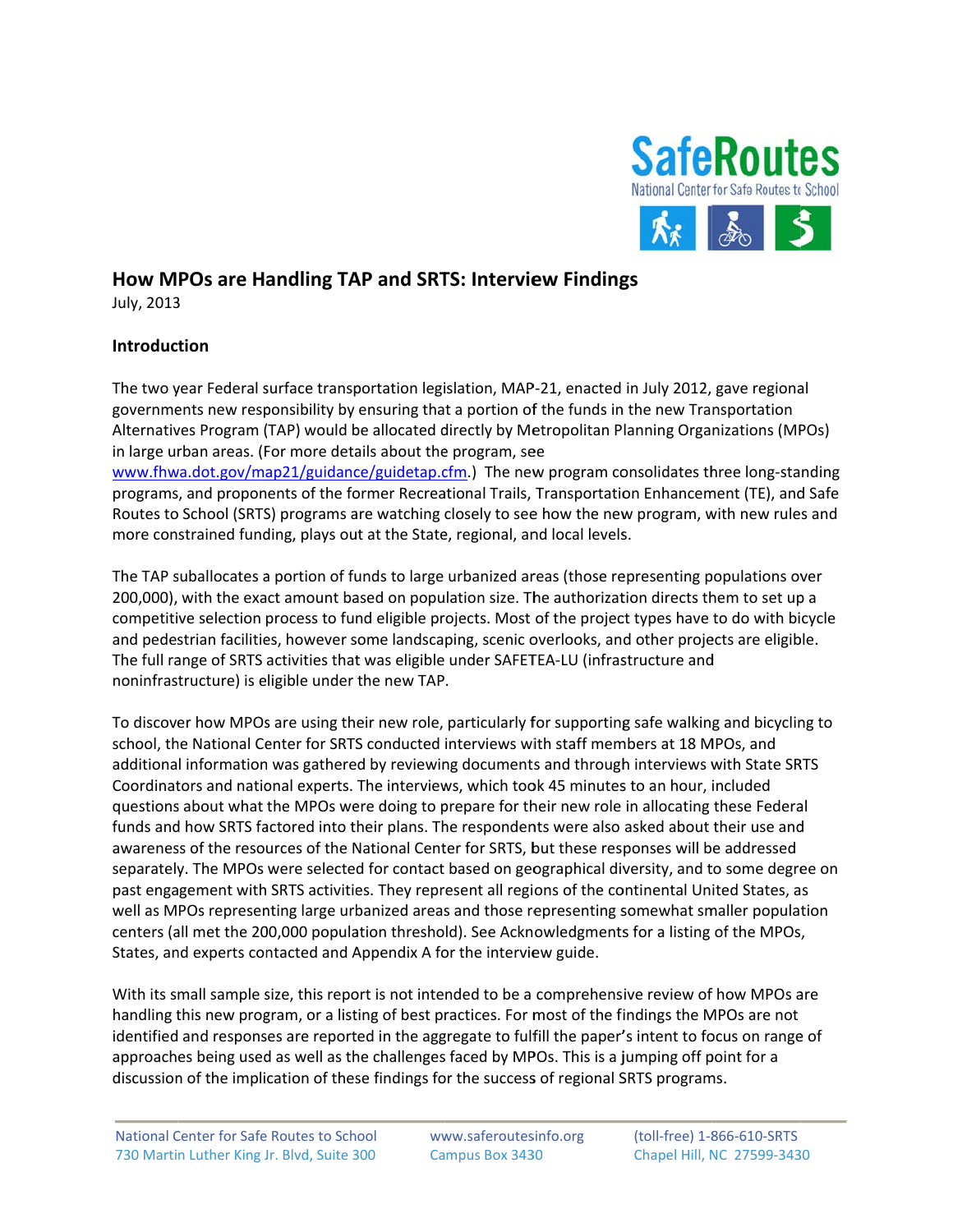# How MPOs are Handling TAP and SRTS: Interview Findings

July, 2013

## Introduction

The two year Federal surface transportation legislation, MAP-21, enacted in July 2012, gave regional governments new responsibility by ensuring that a portion of the funds in the new Transportation Alternatives Program (TAP) would be allocated directly by Metropolitan Planning Organizations (MPOs) in large urban areas. (For more details about the program, see www.fhwa.dot.gov/map21/guidance/guidetap.cfm.) The new program consolidates three long-standing programs, and proponents of the former Recreational Trails, Transportation Enhancement (TE), and Safe Routes to School (SRTS) programs are watching closely to see how the new program, with new rules and more constrained funding, plays out at the State, regional, and local levels.

The TAP suballocates a portion of funds to large urbanized areas (those representing populations over 200,000), with the exact amount based on population size. The authorization directs them to set up a competitive selection process to fund eligible projects. Most of the project types have to do with bicycle and pedestrian facilities, however some landscaping, scenic overlooks, and other projects are eligible. The full range of SRTS activities that was eligible under SAFETEA-LU (infrastructure and noninfrastructure) is eligible under the new TAP.

To discover how MPOs are using their new role, particularly for supporting safe walking and bicycling to school, the National Center for SRTS conducted interviews with staff members at 18 MPOs, and additional information was gathered by reviewing documents and through interviews with State SRTS Coordinators and national experts. The interviews, which took 45 minutes to an hour, included questions about what the MPOs were doing to prepare for their new role in allocating these Federal funds and how SRTS factored into their plans. The respondents were also asked about their use and awareness of the resources of the National Center for SRTS, but these responses will be addressed separately. The MPOs were selected for contact based on geographical diversity, and to some degree on past engagement with SRTS activities. They represent all regions of the continental United States, as well as MPOs representing large urbanized areas and those representing somewhat smaller population centers (all met the 200,000 population threshold). See Acknowledgments for a listing of the MPOs, States, and experts contacted and Appendix A for the interview guide.

With its small sample size, this report is not intended to be a comprehensive review of how MPOs are handling this new program, or a listing of best practices. For most of the findings the MPOs are not identified and responses are reported in the aggregate to fulfill the paper's intent to focus on range of approaches being used as well as the challenges faced by MPOs. This is a jumping off point for a discussion of the implication of these findings for the success of regional SRTS programs.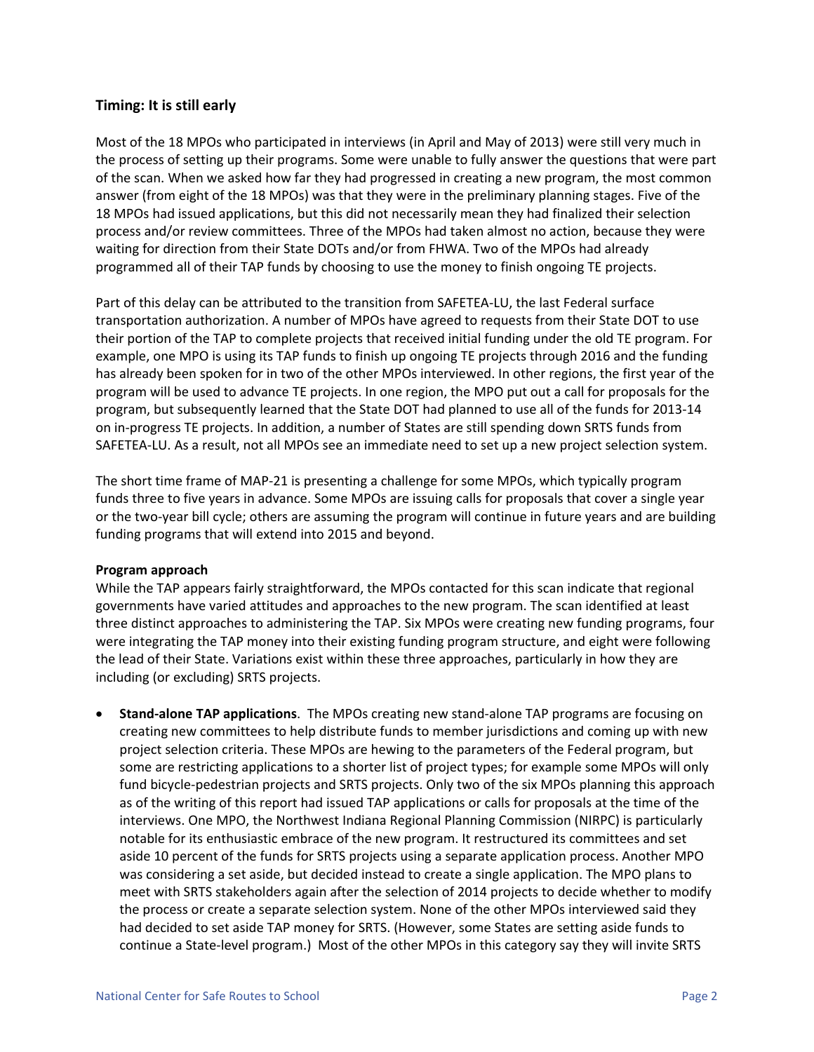### Timing: It is still early

Most of the 18 MPOs who participated in interviews (in April and May of 2013) were still very much in the process of setting up their programs. Some were unable to fully answer the questions that were part of the scan. When we asked how far they had progressed in creating a new program, the most common answer (from eight of the 18 MPOs) was that they were in the preliminary planning stages. Five of the 18 MPOs had issued applications, but this did not necessarily mean they had finalized their selection process and/or review committees. Three of the MPOs had taken almost no action, because they were waiting for direction from their State DOTs and/or from FHWA. Two of the MPOs had already programmed all of their TAP funds by choosing to use the money to finish ongoing TE projects.

Part of this delay can be attributed to the transition from SAFETEA-LU, the last Federal surface transportation authorization. A number of MPOs have agreed to requests from their State DOT to use their portion of the TAP to complete projects that received initial funding under the old TE program. For example, one MPO is using its TAP funds to finish up ongoing TE projects through 2016 and the funding has already been spoken for in two of the other MPOs interviewed. In other regions, the first year of the program will be used to advance TE projects. In one region, the MPO put out a call for proposals for the program, but subsequently learned that the State DOT had planned to use all of the funds for 2013-14 on in-progress TE projects. In addition, a number of States are still spending down SRTS funds from SAFETEA-LU. As a result, not all MPOs see an immediate need to set up a new project selection system.

The short time frame of MAP-21 is presenting a challenge for some MPOs, which typically program funds three to five years in advance. Some MPOs are issuing calls for proposals that cover a single year or the two-year bill cycle; others are assuming the program will continue in future years and are building funding programs that will extend into 2015 and beyond.

#### Program approach

While the TAP appears fairly straightforward, the MPOs contacted for this scan indicate that regional governments have varied attitudes and approaches to the new program. The scan identified at least three distinct approaches to administering the TAP. Six MPOs were creating new funding programs, four were integrating the TAP money into their existing funding program structure, and eight were following the lead of their State. Variations exist within these three approaches, particularly in how they are including (or excluding) SRTS projects.

- **Stand-alone TAP applications**. The MPOs creating new stand-alone TAP programs are focusing on creating new committees to help distribute funds to member jurisdictions and coming up with new project selection criteria. These MPOs are hewing to the parameters of the Federal program, but some are restricting applications to a shorter list of project types; for example some MPOs will only fund bicycle-pedestrian projects and SRTS projects. Only two of the six MPOs planning this approach as of the writing of this report had issued TAP applications or calls for proposals at the time of the interviews. One MPO, the Northwest Indiana Regional Planning Commission (NIRPC) is particularly notable for its enthusiastic embrace of the new program. It restructured its committees and set aside 10 percent of the funds for SRTS projects using a separate application process. Another MPO was considering a set aside, but decided instead to create a single application. The MPO plans to meet with SRTS stakeholders again after the selection of 2014 projects to decide whether to modify the process or create a separate selection system. None of the other MPOs interviewed said they had decided to set aside TAP money for SRTS. (However, some States are setting aside funds to continue a State-level program.) Most of the other MPOs in this category say they will invite SRTS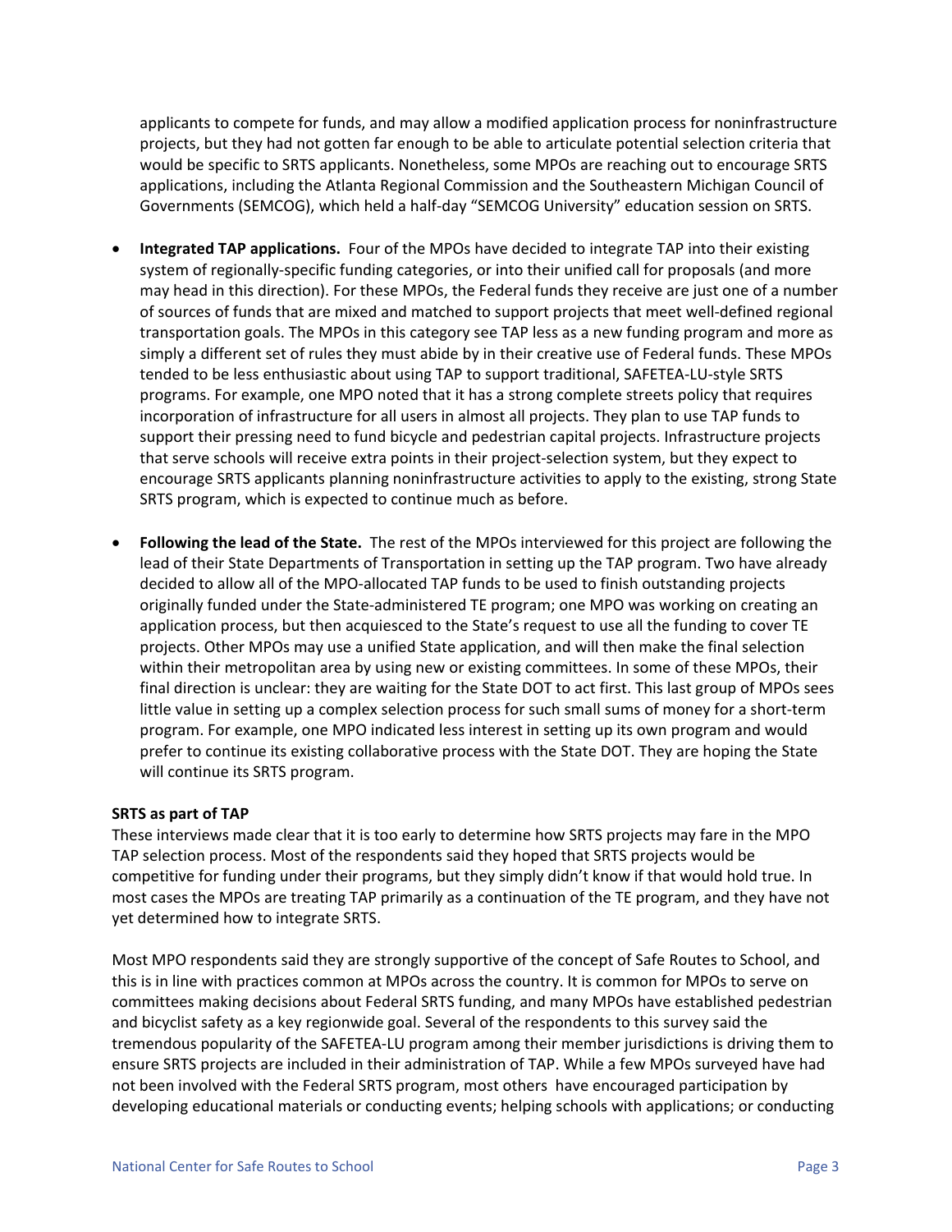applicants to compete for funds, and may allow a modified application process for noninfrastructure projects, but they had not gotten far enough to be able to articulate potential selection criteria that would be specific to SRTS applicants. Nonetheless, some MPOs are reaching out to encourage SRTS applications, including the Atlanta Regional Commission and the Southeastern Michigan Council of Governments (SEMCOG), which held a half-day "SEMCOG University" education session on SRTS.

- **Integrated TAP applications.** Four of the MPOs have decided to integrate TAP into their existing system of regionally-specific funding categories, or into their unified call for proposals (and more may head in this direction). For these MPOs, the Federal funds they receive are just one of a number of sources of funds that are mixed and matched to support projects that meet well-defined regional transportation goals. The MPOs in this category see TAP less as a new funding program and more as simply a different set of rules they must abide by in their creative use of Federal funds. These MPOs tended to be less enthusiastic about using TAP to support traditional, SAFETEA-LU-style SRTS programs. For example, one MPO noted that it has a strong complete streets policy that requires incorporation of infrastructure for all users in almost all projects. They plan to use TAP funds to support their pressing need to fund bicycle and pedestrian capital projects. Infrastructure projects that serve schools will receive extra points in their project-selection system, but they expect to encourage SRTS applicants planning noninfrastructure activities to apply to the existing, strong State SRTS program, which is expected to continue much as before.

- **Following the lead of the State.** The rest of the MPOs interviewed for this project are following the lead of their State Departments of Transportation in setting up the TAP program. Two have already decided to allow all of the MPO-allocated TAP funds to be used to finish outstanding projects originally funded under the State-administered TE program; one MPO was working on creating an application process, but then acquiesced to the State's request to use all the funding to cover TE projects. Other MPOs may use a unified State application, and will then make the final selection within their metropolitan area by using new or existing committees. In some of these MPOs, their final direction is unclear: they are waiting for the State DOT to act first. This last group of MPOs sees little value in setting up a complex selection process for such small sums of money for a short-term program. For example, one MPO indicated less interest in setting up its own program and would prefer to continue its existing collaborative process with the State DOT. They are hoping the State will continue its SRTS program.

**SRTS as part of TAP**

These interviews made clear that it is too early to determine how SRTS projects may fare in the MPO TAP selection process. Most of the respondents said they hoped that SRTS projects would be competitive for funding under their programs, but they simply didn't know if that would hold true. In most cases the MPOs are treating TAP primarily as a continuation of the TE program, and they have not yet determined how to integrate SRTS.

Most MPO respondents said they are strongly supportive of the concept of Safe Routes to School, and this is in line with practices common at MPOs across the country. It is common for MPOs to serve on committees making decisions about Federal SRTS funding, and many MPOs have established pedestrian and bicyclist safety as a key regionwide goal. Several of the respondents to this survey said the tremendous popularity of the SAFETEA-LU program among their member jurisdictions is driving them to ensure SRTS projects are included in their administration of TAP. While a few MPOs surveyed have had not been involved with the Federal SRTS program, most others have encouraged participation by developing educational materials or conducting events; helping schools with applications; or conducting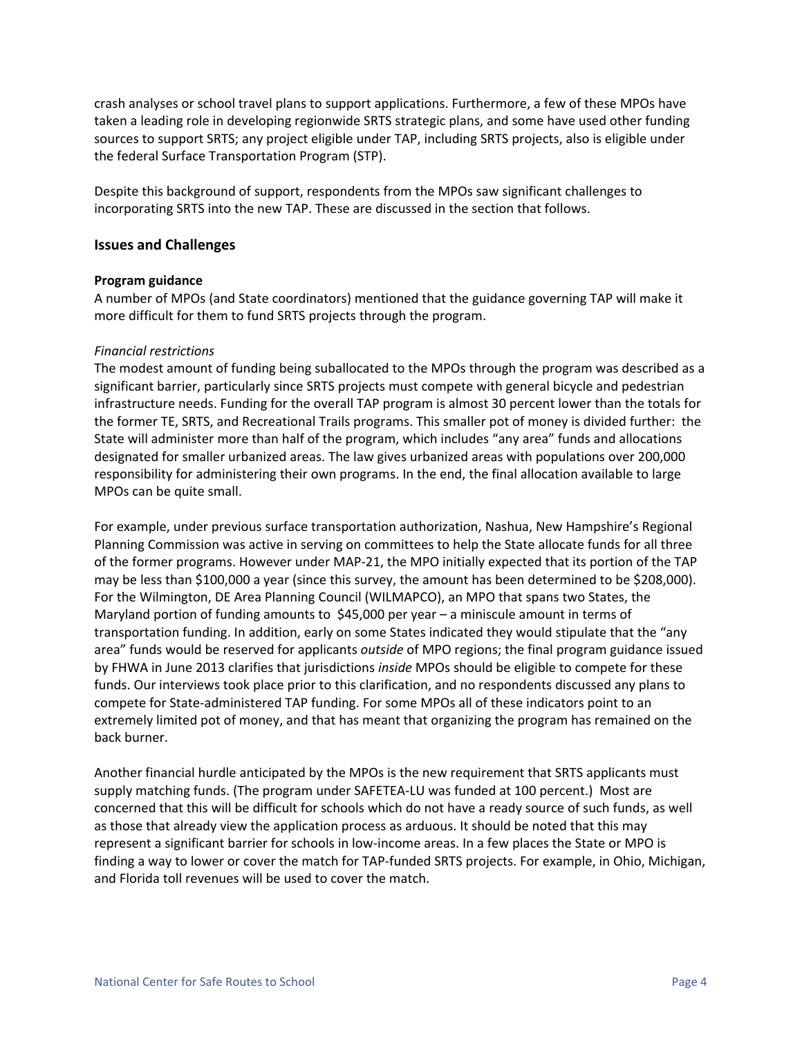crash analyses or school travel plans to support applications. Furthermore, a few of these MPOs have taken a leading role in developing regionwide SRTS strategic plans, and some have used other funding sources to support SRTS; any project eligible under TAP, including SRTS projects, also is eligible under the federal Surface Transportation Program (STP).

Despite this background of support, respondents from the MPOs saw significant challenges to incorporating SRTS into the new TAP. These are discussed in the section that follows.

## Issues and Challenges

### Program guidance

A number of MPOs (and State coordinators) mentioned that the guidance governing TAP will make it more difficult for them to fund SRTS projects through the program.

*Financial restrictions*

The modest amount of funding being suballocated to the MPOs through the program was described as a significant barrier, particularly since SRTS projects must compete with general bicycle and pedestrian infrastructure needs. Funding for the overall TAP program is almost 30 percent lower than the totals for the former TE, SRTS, and Recreational Trails programs. This smaller pot of money is divided further: the State will administer more than half of the program, which includes "any area" funds and allocations designated for smaller urbanized areas. The law gives urbanized areas with populations over 200,000 responsibility for administering their own programs. In the end, the final allocation available to large MPOs can be quite small.

For example, under previous surface transportation authorization, Nashua, New Hampshire's Regional Planning Commission was active in serving on committees to help the State allocate funds for all three of the former programs. However under MAP-21, the MPO initially expected that its portion of the TAP may be less than $100,000 a year (since this survey, the amount has been determined to be $208,000). For the Wilmington, DE Area Planning Council (WILMAPCO), an MPO that spans two States, the Maryland portion of funding amounts to $45,000 per year – a miniscule amount in terms of transportation funding. In addition, early on some States indicated they would stipulate that the "any area" funds would be reserved for applicants *outside* of MPO regions; the final program guidance issued by FHWA in June 2013 clarifies that jurisdictions *inside* MPOs should be eligible to compete for these funds. Our interviews took place prior to this clarification, and no respondents discussed any plans to compete for State-administered TAP funding. For some MPOs all of these indicators point to an extremely limited pot of money, and that has meant that organizing the program has remained on the back burner.

Another financial hurdle anticipated by the MPOs is the new requirement that SRTS applicants must supply matching funds. (The program under SAFETEA-LU was funded at 100 percent.) Most are concerned that this will be difficult for schools which do not have a ready source of such funds, as well as those that already view the application process as arduous. It should be noted that this may represent a significant barrier for schools in low-income areas. In a few places the State or MPO is finding a way to lower or cover the match for TAP-funded SRTS projects. For example, in Ohio, Michigan, and Florida toll revenues will be used to cover the match.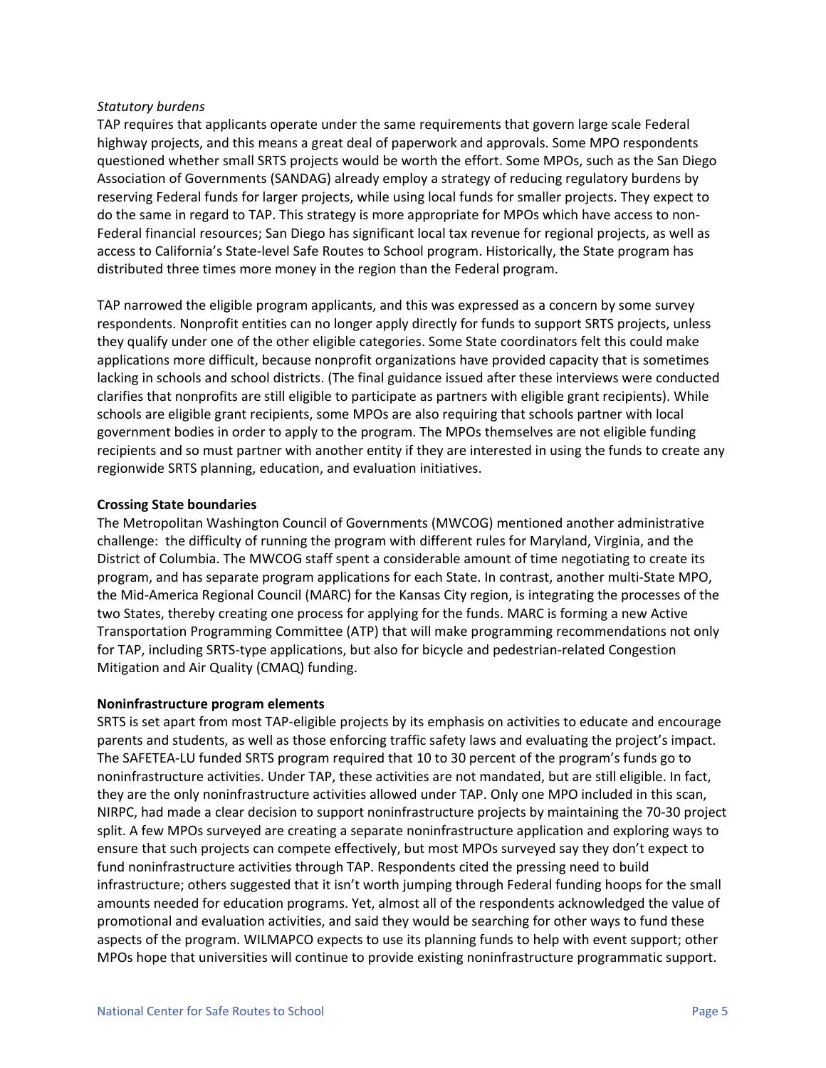*Statutory burdens*

TAP requires that applicants operate under the same requirements that govern large scale Federal highway projects, and this means a great deal of paperwork and approvals. Some MPO respondents questioned whether small SRTS projects would be worth the effort. Some MPOs, such as the San Diego Association of Governments (SANDAG) already employ a strategy of reducing regulatory burdens by reserving Federal funds for larger projects, while using local funds for smaller projects. They expect to do the same in regard to TAP. This strategy is more appropriate for MPOs which have access to non-Federal financial resources; San Diego has significant local tax revenue for regional projects, as well as access to California's State-level Safe Routes to School program. Historically, the State program has distributed three times more money in the region than the Federal program.

TAP narrowed the eligible program applicants, and this was expressed as a concern by some survey respondents. Nonprofit entities can no longer apply directly for funds to support SRTS projects, unless they qualify under one of the other eligible categories. Some State coordinators felt this could make applications more difficult, because nonprofit organizations have provided capacity that is sometimes lacking in schools and school districts. (The final guidance issued after these interviews were conducted clarifies that nonprofits are still eligible to participate as partners with eligible grant recipients). While schools are eligible grant recipients, some MPOs are also requiring that schools partner with local government bodies in order to apply to the program. The MPOs themselves are not eligible funding recipients and so must partner with another entity if they are interested in using the funds to create any regionwide SRTS planning, education, and evaluation initiatives.

**Crossing State boundaries**

The Metropolitan Washington Council of Governments (MWCOG) mentioned another administrative challenge: the difficulty of running the program with different rules for Maryland, Virginia, and the District of Columbia. The MWCOG staff spent a considerable amount of time negotiating to create its program, and has separate program applications for each State. In contrast, another multi-State MPO, the Mid-America Regional Council (MARC) for the Kansas City region, is integrating the processes of the two States, thereby creating one process for applying for the funds. MARC is forming a new Active Transportation Programming Committee (ATP) that will make programming recommendations not only for TAP, including SRTS-type applications, but also for bicycle and pedestrian-related Congestion Mitigation and Air Quality (CMAQ) funding.

**Noninfrastructure program elements**

SRTS is set apart from most TAP-eligible projects by its emphasis on activities to educate and encourage parents and students, as well as those enforcing traffic safety laws and evaluating the project's impact. The SAFETEA-LU funded SRTS program required that 10 to 30 percent of the program's funds go to noninfrastructure activities. Under TAP, these activities are not mandated, but are still eligible. In fact, they are the only noninfrastructure activities allowed under TAP. Only one MPO included in this scan, NIRPC, had made a clear decision to support noninfrastructure projects by maintaining the 70-30 project split. A few MPOs surveyed are creating a separate noninfrastructure application and exploring ways to ensure that such projects can compete effectively, but most MPOs surveyed say they don't expect to fund noninfrastructure activities through TAP. Respondents cited the pressing need to build infrastructure; others suggested that it isn't worth jumping through Federal funding hoops for the small amounts needed for education programs. Yet, almost all of the respondents acknowledged the value of promotional and evaluation activities, and said they would be searching for other ways to fund these aspects of the program. WILMAPCO expects to use its planning funds to help with event support; other MPOs hope that universities will continue to provide existing noninfrastructure programmatic support.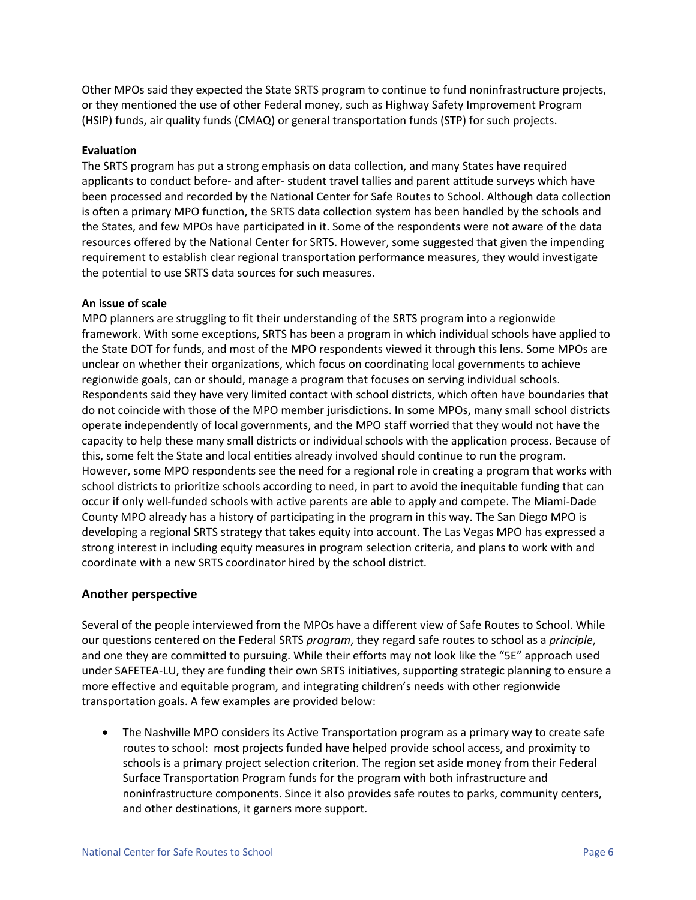Other MPOs said they expected the State SRTS program to continue to fund noninfrastructure projects, or they mentioned the use of other Federal money, such as Highway Safety Improvement Program (HSIP) funds, air quality funds (CMAQ) or general transportation funds (STP) for such projects.

**Evaluation**

The SRTS program has put a strong emphasis on data collection, and many States have required applicants to conduct before- and after- student travel tallies and parent attitude surveys which have been processed and recorded by the National Center for Safe Routes to School. Although data collection is often a primary MPO function, the SRTS data collection system has been handled by the schools and the States, and few MPOs have participated in it. Some of the respondents were not aware of the data resources offered by the National Center for SRTS. However, some suggested that given the impending requirement to establish clear regional transportation performance measures, they would investigate the potential to use SRTS data sources for such measures.

**An issue of scale**

MPO planners are struggling to fit their understanding of the SRTS program into a regionwide framework. With some exceptions, SRTS has been a program in which individual schools have applied to the State DOT for funds, and most of the MPO respondents viewed it through this lens. Some MPOs are unclear on whether their organizations, which focus on coordinating local governments to achieve regionwide goals, can or should, manage a program that focuses on serving individual schools. Respondents said they have very limited contact with school districts, which often have boundaries that do not coincide with those of the MPO member jurisdictions. In some MPOs, many small school districts operate independently of local governments, and the MPO staff worried that they would not have the capacity to help these many small districts or individual schools with the application process. Because of this, some felt the State and local entities already involved should continue to run the program. However, some MPO respondents see the need for a regional role in creating a program that works with school districts to prioritize schools according to need, in part to avoid the inequitable funding that can occur if only well-funded schools with active parents are able to apply and compete. The Miami-Dade County MPO already has a history of participating in the program in this way. The San Diego MPO is developing a regional SRTS strategy that takes equity into account. The Las Vegas MPO has expressed a strong interest in including equity measures in program selection criteria, and plans to work with and coordinate with a new SRTS coordinator hired by the school district.

## Another perspective

Several of the people interviewed from the MPOs have a different view of Safe Routes to School. While our questions centered on the Federal SRTS *program*, they regard safe routes to school as a *principle*, and one they are committed to pursuing. While their efforts may not look like the "5E" approach used under SAFETEA-LU, they are funding their own SRTS initiatives, supporting strategic planning to ensure a more effective and equitable program, and integrating children's needs with other regionwide transportation goals. A few examples are provided below:

- The Nashville MPO considers its Active Transportation program as a primary way to create safe routes to school: most projects funded have helped provide school access, and proximity to schools is a primary project selection criterion. The region set aside money from their Federal Surface Transportation Program funds for the program with both infrastructure and noninfrastructure components. Since it also provides safe routes to parks, community centers, and other destinations, it garners more support.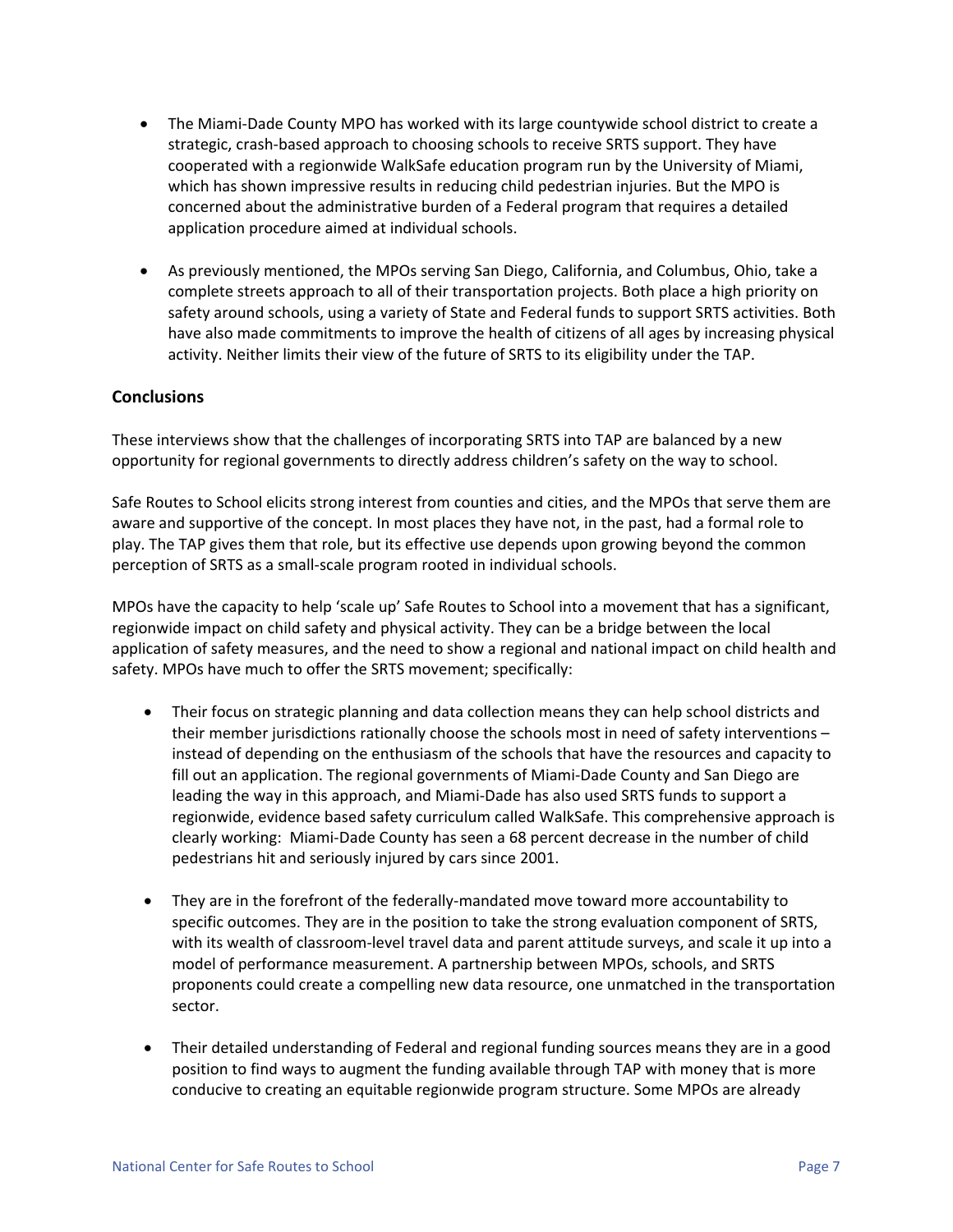- The Miami-Dade County MPO has worked with its large countywide school district to create a strategic, crash-based approach to choosing schools to receive SRTS support. They have cooperated with a regionwide WalkSafe education program run by the University of Miami, which has shown impressive results in reducing child pedestrian injuries. But the MPO is concerned about the administrative burden of a Federal program that requires a detailed application procedure aimed at individual schools.

- As previously mentioned, the MPOs serving San Diego, California, and Columbus, Ohio, take a complete streets approach to all of their transportation projects. Both place a high priority on safety around schools, using a variety of State and Federal funds to support SRTS activities. Both have also made commitments to improve the health of citizens of all ages by increasing physical activity. Neither limits their view of the future of SRTS to its eligibility under the TAP.

## Conclusions

These interviews show that the challenges of incorporating SRTS into TAP are balanced by a new opportunity for regional governments to directly address children's safety on the way to school.

Safe Routes to School elicits strong interest from counties and cities, and the MPOs that serve them are aware and supportive of the concept. In most places they have not, in the past, had a formal role to play. The TAP gives them that role, but its effective use depends upon growing beyond the common perception of SRTS as a small-scale program rooted in individual schools.

MPOs have the capacity to help 'scale up' Safe Routes to School into a movement that has a significant, regionwide impact on child safety and physical activity. They can be a bridge between the local application of safety measures, and the need to show a regional and national impact on child health and safety. MPOs have much to offer the SRTS movement; specifically:

- Their focus on strategic planning and data collection means they can help school districts and their member jurisdictions rationally choose the schools most in need of safety interventions – instead of depending on the enthusiasm of the schools that have the resources and capacity to fill out an application. The regional governments of Miami-Dade County and San Diego are leading the way in this approach, and Miami-Dade has also used SRTS funds to support a regionwide, evidence based safety curriculum called WalkSafe. This comprehensive approach is clearly working: Miami-Dade County has seen a 68 percent decrease in the number of child pedestrians hit and seriously injured by cars since 2001.

- They are in the forefront of the federally-mandated move toward more accountability to specific outcomes. They are in the position to take the strong evaluation component of SRTS, with its wealth of classroom-level travel data and parent attitude surveys, and scale it up into a model of performance measurement. A partnership between MPOs, schools, and SRTS proponents could create a compelling new data resource, one unmatched in the transportation sector.

- Their detailed understanding of Federal and regional funding sources means they are in a good position to find ways to augment the funding available through TAP with money that is more conducive to creating an equitable regionwide program structure. Some MPOs are already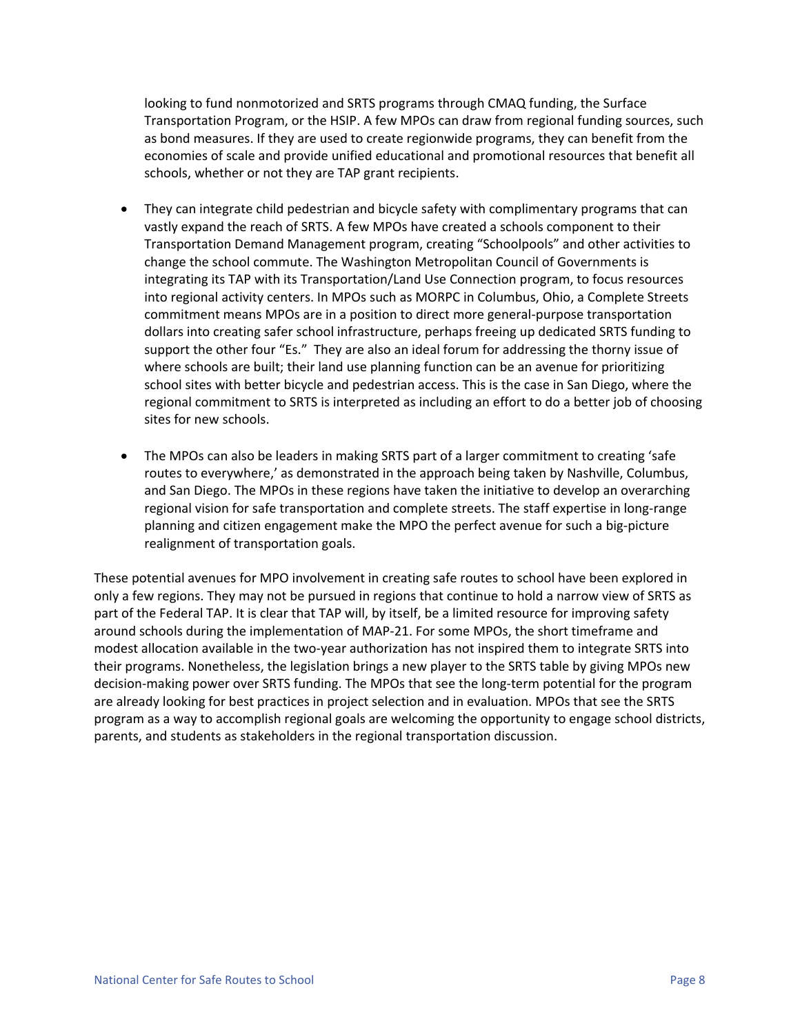looking to fund nonmotorized and SRTS programs through CMAQ funding, the Surface Transportation Program, or the HSIP. A few MPOs can draw from regional funding sources, such as bond measures. If they are used to create regionwide programs, they can benefit from the economies of scale and provide unified educational and promotional resources that benefit all schools, whether or not they are TAP grant recipients.

- They can integrate child pedestrian and bicycle safety with complimentary programs that can vastly expand the reach of SRTS. A few MPOs have created a schools component to their Transportation Demand Management program, creating "Schoolpools" and other activities to change the school commute. The Washington Metropolitan Council of Governments is integrating its TAP with its Transportation/Land Use Connection program, to focus resources into regional activity centers. In MPOs such as MORPC in Columbus, Ohio, a Complete Streets commitment means MPOs are in a position to direct more general-purpose transportation dollars into creating safer school infrastructure, perhaps freeing up dedicated SRTS funding to support the other four "Es." They are also an ideal forum for addressing the thorny issue of where schools are built; their land use planning function can be an avenue for prioritizing school sites with better bicycle and pedestrian access. This is the case in San Diego, where the regional commitment to SRTS is interpreted as including an effort to do a better job of choosing sites for new schools.

- The MPOs can also be leaders in making SRTS part of a larger commitment to creating 'safe routes to everywhere,' as demonstrated in the approach being taken by Nashville, Columbus, and San Diego. The MPOs in these regions have taken the initiative to develop an overarching regional vision for safe transportation and complete streets. The staff expertise in long-range planning and citizen engagement make the MPO the perfect avenue for such a big-picture realignment of transportation goals.

These potential avenues for MPO involvement in creating safe routes to school have been explored in only a few regions. They may not be pursued in regions that continue to hold a narrow view of SRTS as part of the Federal TAP. It is clear that TAP will, by itself, be a limited resource for improving safety around schools during the implementation of MAP-21. For some MPOs, the short timeframe and modest allocation available in the two-year authorization has not inspired them to integrate SRTS into their programs. Nonetheless, the legislation brings a new player to the SRTS table by giving MPOs new decision-making power over SRTS funding. The MPOs that see the long-term potential for the program are already looking for best practices in project selection and in evaluation. MPOs that see the SRTS program as a way to accomplish regional goals are welcoming the opportunity to engage school districts, parents, and students as stakeholders in the regional transportation discussion.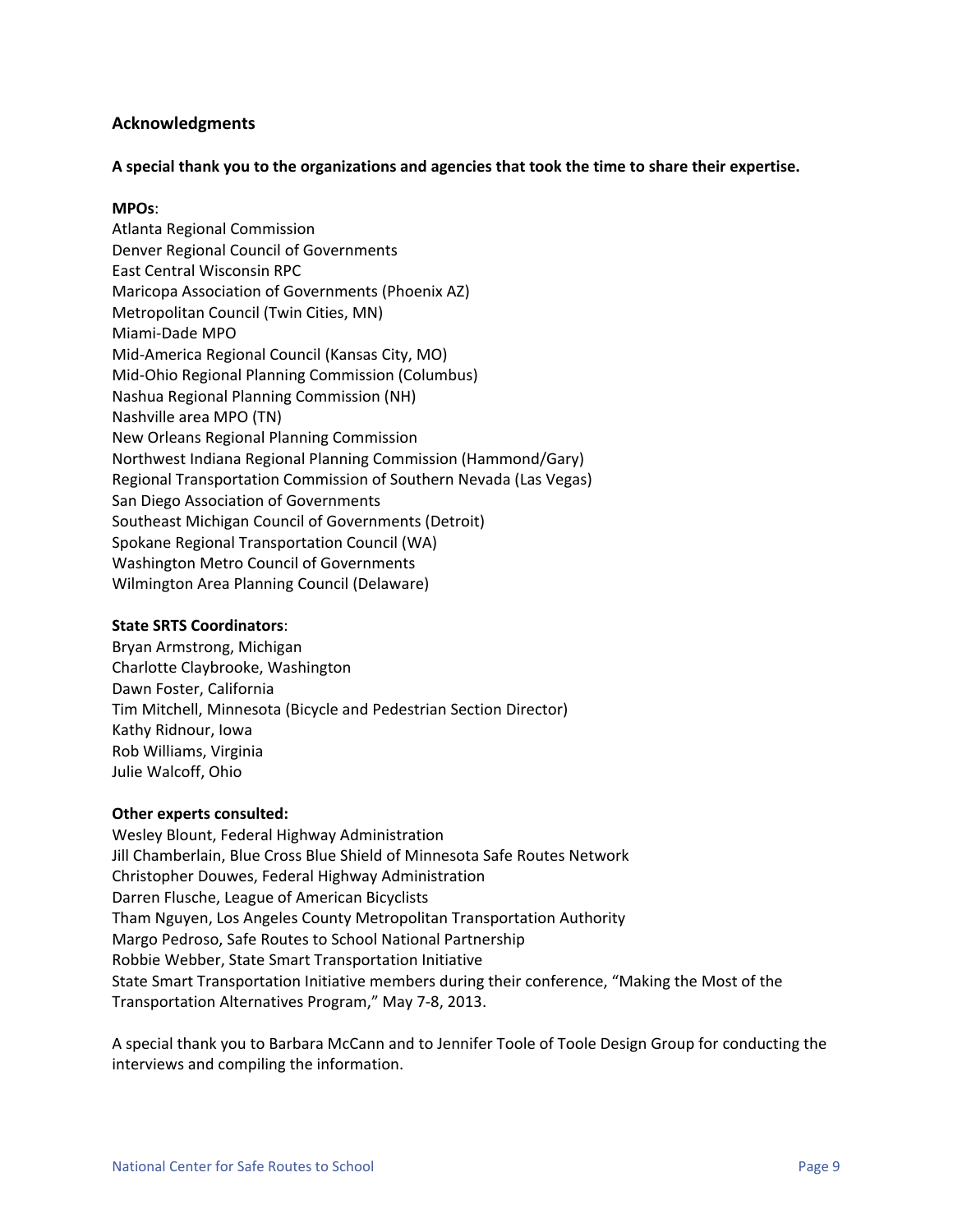## Acknowledgments

**A special thank you to the organizations and agencies that took the time to share their expertise.**

**MPOs**:

Atlanta Regional Commission
Denver Regional Council of Governments
East Central Wisconsin RPC
Maricopa Association of Governments (Phoenix AZ)
Metropolitan Council (Twin Cities, MN)
Miami-Dade MPO
Mid-America Regional Council (Kansas City, MO)
Mid-Ohio Regional Planning Commission (Columbus)
Nashua Regional Planning Commission (NH)
Nashville area MPO (TN)
New Orleans Regional Planning Commission
Northwest Indiana Regional Planning Commission (Hammond/Gary)
Regional Transportation Commission of Southern Nevada (Las Vegas)
San Diego Association of Governments
Southeast Michigan Council of Governments (Detroit)
Spokane Regional Transportation Council (WA)
Washington Metro Council of Governments
Wilmington Area Planning Council (Delaware)

**State SRTS Coordinators**:

Bryan Armstrong, Michigan
Charlotte Claybrooke, Washington
Dawn Foster, California
Tim Mitchell, Minnesota (Bicycle and Pedestrian Section Director)
Kathy Ridnour, Iowa
Rob Williams, Virginia
Julie Walcoff, Ohio

**Other experts consulted:**

Wesley Blount, Federal Highway Administration
Jill Chamberlain, Blue Cross Blue Shield of Minnesota Safe Routes Network
Christopher Douwes, Federal Highway Administration
Darren Flusche, League of American Bicyclists
Tham Nguyen, Los Angeles County Metropolitan Transportation Authority
Margo Pedroso, Safe Routes to School National Partnership
Robbie Webber, State Smart Transportation Initiative
State Smart Transportation Initiative members during their conference, "Making the Most of the Transportation Alternatives Program," May 7-8, 2013.

A special thank you to Barbara McCann and to Jennifer Toole of Toole Design Group for conducting the interviews and compiling the information.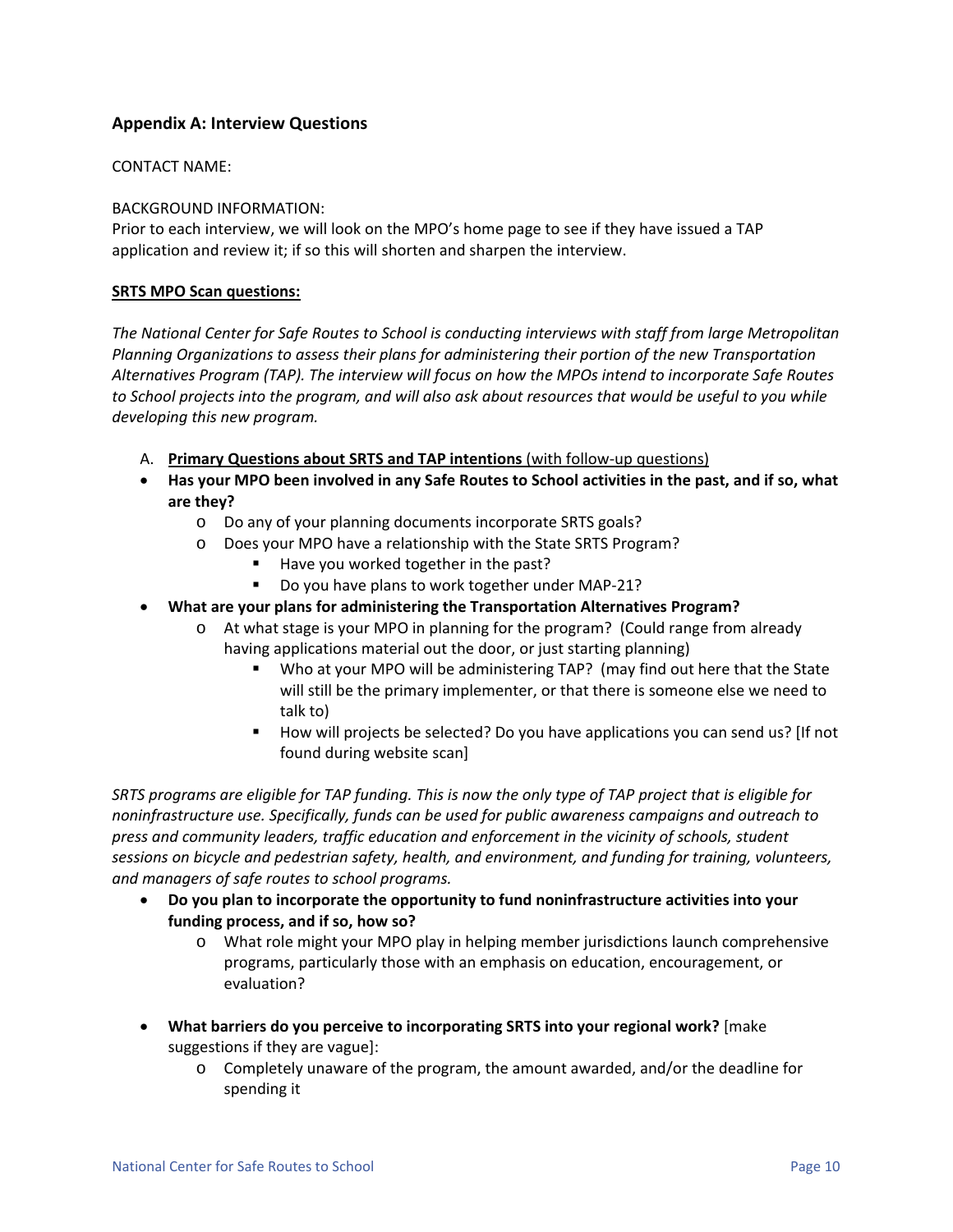## Appendix A: Interview Questions

CONTACT NAME:

BACKGROUND INFORMATION:
Prior to each interview, we will look on the MPO's home page to see if they have issued a TAP application and review it; if so this will shorten and sharpen the interview.

**SRTS MPO Scan questions:**

*The National Center for Safe Routes to School is conducting interviews with staff from large Metropolitan Planning Organizations to assess their plans for administering their portion of the new Transportation Alternatives Program (TAP). The interview will focus on how the MPOs intend to incorporate Safe Routes to School projects into the program, and will also ask about resources that would be useful to you while developing this new program.*

A. **Primary Questions about SRTS and TAP intentions** (with follow-up questions)

- **Has your MPO been involved in any Safe Routes to School activities in the past, and if so, what are they?**
  - Do any of your planning documents incorporate SRTS goals?
  - Does your MPO have a relationship with the State SRTS Program?
    - Have you worked together in the past?
    - Do you have plans to work together under MAP-21?
- **What are your plans for administering the Transportation Alternatives Program?**
  - At what stage is your MPO in planning for the program? (Could range from already having applications material out the door, or just starting planning)
    - Who at your MPO will be administering TAP? (may find out here that the State will still be the primary implementer, or that there is someone else we need to talk to)
    - How will projects be selected? Do you have applications you can send us? [If not found during website scan]

*SRTS programs are eligible for TAP funding. This is now the only type of TAP project that is eligible for noninfrastructure use. Specifically, funds can be used for public awareness campaigns and outreach to press and community leaders, traffic education and enforcement in the vicinity of schools, student sessions on bicycle and pedestrian safety, health, and environment, and funding for training, volunteers, and managers of safe routes to school programs.*

- **Do you plan to incorporate the opportunity to fund noninfrastructure activities into your funding process, and if so, how so?**
  - What role might your MPO play in helping member jurisdictions launch comprehensive programs, particularly those with an emphasis on education, encouragement, or evaluation?

- **What barriers do you perceive to incorporating SRTS into your regional work?** [make suggestions if they are vague]:
  - Completely unaware of the program, the amount awarded, and/or the deadline for spending it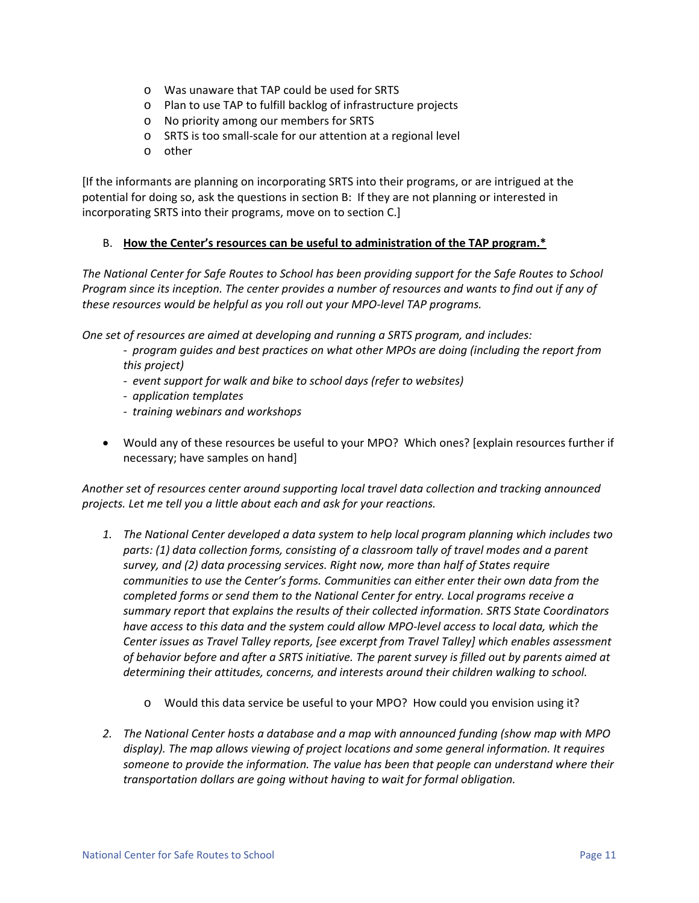- Was unaware that TAP could be used for SRTS
- Plan to use TAP to fulfill backlog of infrastructure projects
- No priority among our members for SRTS
- SRTS is too small-scale for our attention at a regional level
- other

[If the informants are planning on incorporating SRTS into their programs, or are intrigued at the potential for doing so, ask the questions in section B: If they are not planning or interested in incorporating SRTS into their programs, move on to section C.]

B. **<u>How the Center's resources can be useful to administration of the TAP program.*</u>**

*The National Center for Safe Routes to School has been providing support for the Safe Routes to School Program since its inception. The center provides a number of resources and wants to find out if any of these resources would be helpful as you roll out your MPO-level TAP programs.*

*One set of resources are aimed at developing and running a SRTS program, and includes:*

- *program guides and best practices on what other MPOs are doing (including the report from this project)*
- *event support for walk and bike to school days (refer to websites)*
- *application templates*
- *training webinars and workshops*

- Would any of these resources be useful to your MPO? Which ones? [explain resources further if necessary; have samples on hand]

*Another set of resources center around supporting local travel data collection and tracking announced projects. Let me tell you a little about each and ask for your reactions.*

1. *The National Center developed a data system to help local program planning which includes two parts: (1) data collection forms, consisting of a classroom tally of travel modes and a parent survey, and (2) data processing services. Right now, more than half of States require communities to use the Center's forms. Communities can either enter their own data from the completed forms or send them to the National Center for entry. Local programs receive a summary report that explains the results of their collected information. SRTS State Coordinators have access to this data and the system could allow MPO-level access to local data, which the Center issues as Travel Talley reports, [see excerpt from Travel Talley] which enables assessment of behavior before and after a SRTS initiative. The parent survey is filled out by parents aimed at determining their attitudes, concerns, and interests around their children walking to school.*

    - Would this data service be useful to your MPO? How could you envision using it?

2. *The National Center hosts a database and a map with announced funding (show map with MPO display). The map allows viewing of project locations and some general information. It requires someone to provide the information. The value has been that people can understand where their transportation dollars are going without having to wait for formal obligation.*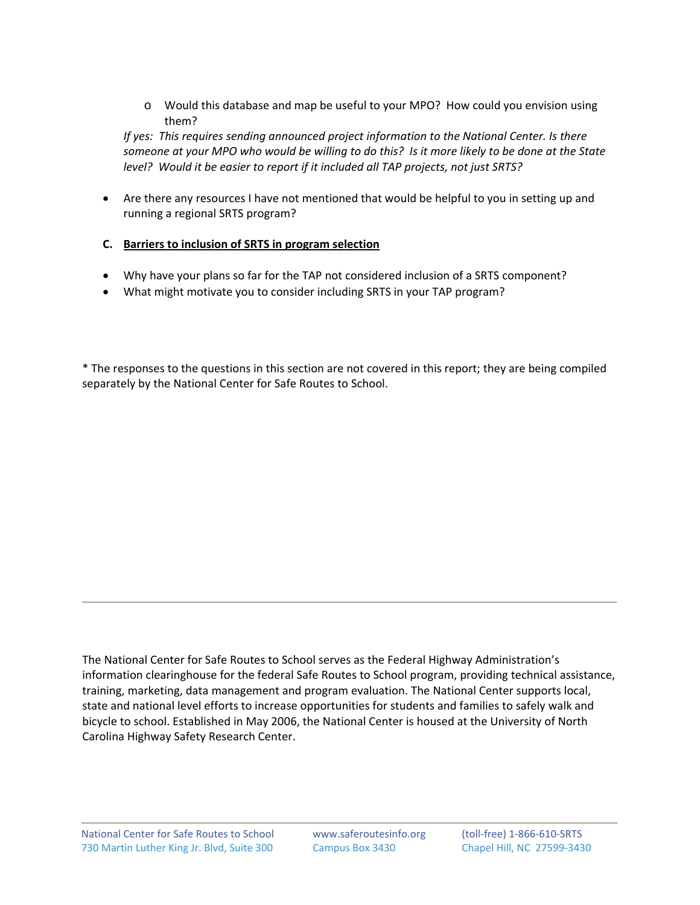- Would this database and map be useful to your MPO? How could you envision using them?

*If yes: This requires sending announced project information to the National Center. Is there someone at your MPO who would be willing to do this? Is it more likely to be done at the State level? Would it be easier to report if it included all TAP projects, not just SRTS?*

- Are there any resources I have not mentioned that would be helpful to you in setting up and running a regional SRTS program?

**C. Barriers to inclusion of SRTS in program selection**

- Why have your plans so far for the TAP not considered inclusion of a SRTS component?
- What might motivate you to consider including SRTS in your TAP program?

* The responses to the questions in this section are not covered in this report; they are being compiled separately by the National Center for Safe Routes to School.

---

The National Center for Safe Routes to School serves as the Federal Highway Administration's information clearinghouse for the federal Safe Routes to School program, providing technical assistance, training, marketing, data management and program evaluation. The National Center supports local, state and national level efforts to increase opportunities for students and families to safely walk and bicycle to school. Established in May 2006, the National Center is housed at the University of North Carolina Highway Safety Research Center.

---

National Center for Safe Routes to School
730 Martin Luther King Jr. Blvd, Suite 300

www.saferoutesinfo.org
Campus Box 3430

(toll-free) 1-866-610-SRTS
Chapel Hill, NC 27599-3430